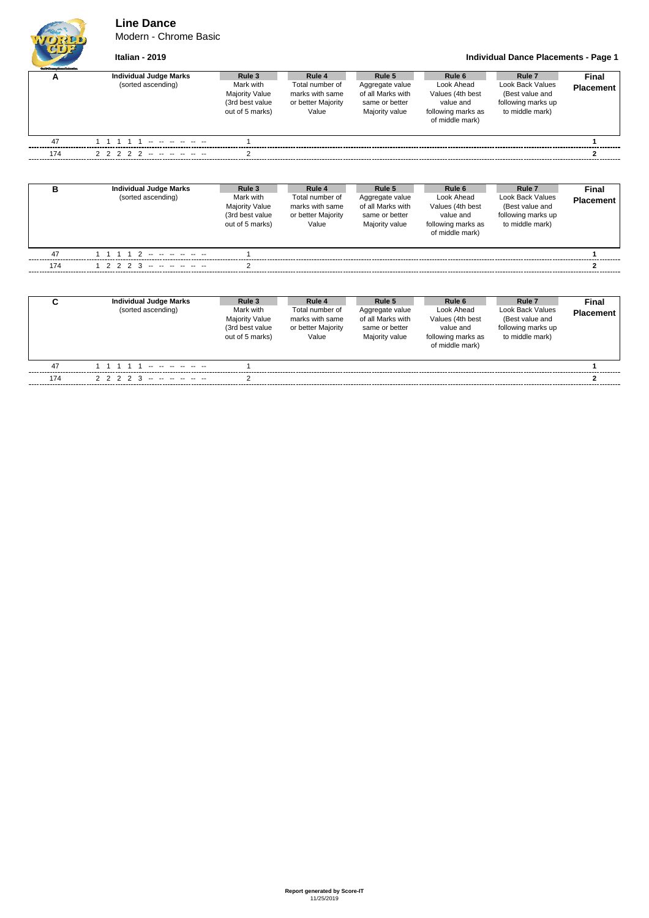# Line Dance

Modern - Chrome Basic

**Italian - 2019**

**Individual Dance Placements - Page 1**

| A | Individual Judge Marks (sorted ascending) | Rule 3 Mark with Majority Value (3rd best value out of 5 marks) | Rule 4 Total number of marks with same or better Majority Value | Rule 5 Aggregate value of all Marks with same or better Majority value | Rule 6 Look Ahead Values (4th best value and following marks as of middle mark) | Rule 7 Look Back Values (Best value and following marks up to middle mark) | Final Placement |
|---|---|---|---|---|---|---|---|
| 47 | 1 1 1 1 1 -- -- -- -- -- -- | 1 | | | | | **1** |
| 174 | 2 2 2 2 2 -- -- -- -- -- -- | 2 | | | | | **2** |

| B | Individual Judge Marks (sorted ascending) | Rule 3 Mark with Majority Value (3rd best value out of 5 marks) | Rule 4 Total number of marks with same or better Majority Value | Rule 5 Aggregate value of all Marks with same or better Majority value | Rule 6 Look Ahead Values (4th best value and following marks as of middle mark) | Rule 7 Look Back Values (Best value and following marks up to middle mark) | Final Placement |
|---|---|---|---|---|---|---|---|
| 47 | 1 1 1 1 2 -- -- -- -- -- -- | 1 | | | | | **1** |
| 174 | 1 2 2 2 3 -- -- -- -- -- -- | 2 | | | | | **2** |

| C | Individual Judge Marks (sorted ascending) | Rule 3 Mark with Majority Value (3rd best value out of 5 marks) | Rule 4 Total number of marks with same or better Majority Value | Rule 5 Aggregate value of all Marks with same or better Majority value | Rule 6 Look Ahead Values (4th best value and following marks as of middle mark) | Rule 7 Look Back Values (Best value and following marks up to middle mark) | Final Placement |
|---|---|---|---|---|---|---|---|
| 47 | 1 1 1 1 1 -- -- -- -- -- -- | 1 | | | | | **1** |
| 174 | 2 2 2 2 3 -- -- -- -- -- -- | 2 | | | | | **2** |

**Report generated by Score-IT**
11/25/2019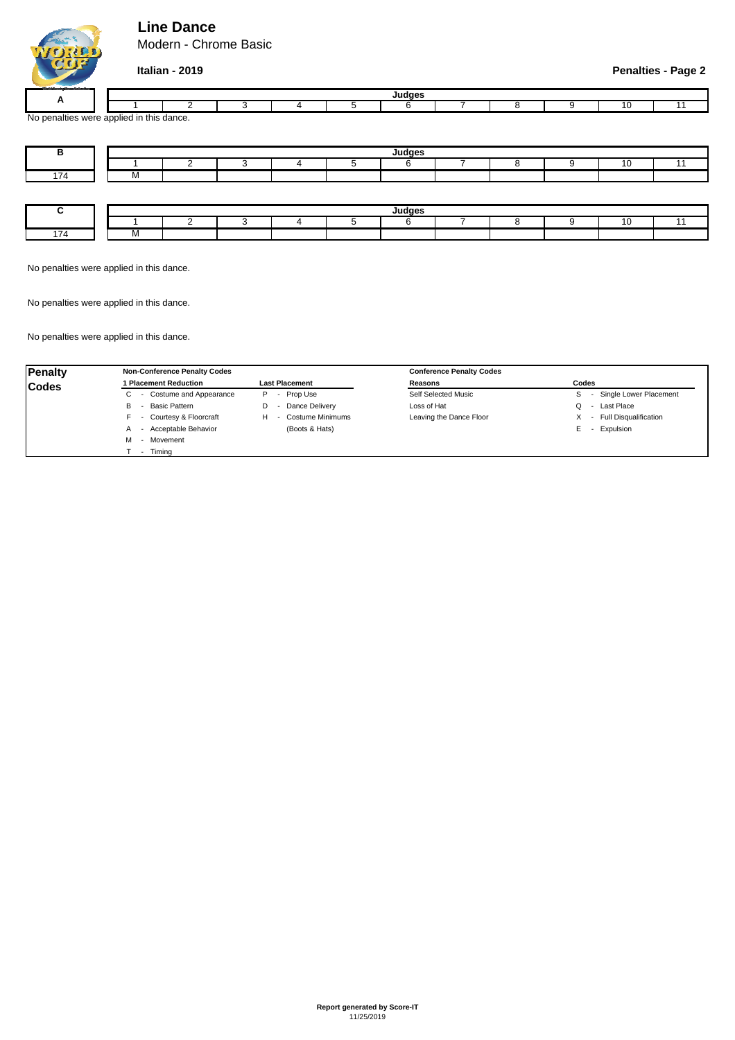# Line Dance

Modern - Chrome Basic

**Italian - 2019**

**Penalties - Page 2**

| A | Judges | | | | | | | | | | |
|---|---|---|---|---|---|---|---|---|---|---|---|
| | 1 | 2 | 3 | 4 | 5 | 6 | 7 | 8 | 9 | 10 | 11 |

No penalties were applied in this dance.

| B | Judges | | | | | | | | | | |
|---|---|---|---|---|---|---|---|---|---|---|---|
| | 1 | 2 | 3 | 4 | 5 | 6 | 7 | 8 | 9 | 10 | 11 |
| 174 | M | | | | | | | | | | |

| C | Judges | | | | | | | | | | |
|---|---|---|---|---|---|---|---|---|---|---|---|
| | 1 | 2 | 3 | 4 | 5 | 6 | 7 | 8 | 9 | 10 | 11 |
| 174 | M | | | | | | | | | | |

No penalties were applied in this dance.

No penalties were applied in this dance.

No penalties were applied in this dance.

**Penalty Codes**

| Non-Conference Penalty Codes | | Conference Penalty Codes | |
|---|---|---|---|
| **1 Placement Reduction** | **Last Placement** | **Reasons** | **Codes** |
| C - Costume and Appearance | P - Prop Use | Self Selected Music | S - Single Lower Placement |
| B - Basic Pattern | D - Dance Delivery | Loss of Hat | Q - Last Place |
| F - Courtesy & Floorcraft | H - Costume Minimums (Boots & Hats) | Leaving the Dance Floor | X - Full Disqualification |
| A - Acceptable Behavior | | | E - Expulsion |
| M - Movement | | | |
| T - Timing | | | |

**Report generated by Score-IT**
11/25/2019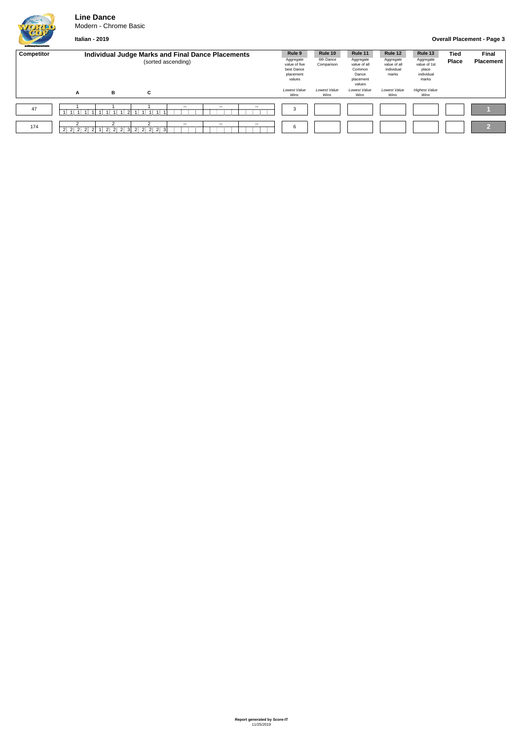**Line Dance**

Modern - Chrome Basic

**Italian - 2019**

**Overall Placement - Page 3**

| Competitor | Individual Judge Marks and Final Dance Placements (sorted ascending) | | | | | | Rule 9 Aggregate value of five best Dance placement values | Rule 10 6th Dance Comparison | Rule 11 Aggregate value of all Common Dance placement values | Rule 12 Aggregate value of all individual marks | Rule 13 Aggregate value of 1st place individual marks | Tied Place | Final Placement |
|---|---|---|---|---|---|---|---|---|---|---|---|---|---|
| | A | B | C | | | | *Lowest Value Wins* | *Lowest Value Wins* | *Lowest Value Wins* | *Lowest Value Wins* | *Highest Value Wins* | | |
| 47 | 1 (1 1 1 1) | 1 (1 1 1 2) | 1 (1 1 1 1) | -- | -- | -- | 3 | | | | | | 1 |
| 174 | 2 (2 2 2 2) | 2 (1 2 2 2 3) | 2 (2 2 2 3) | -- | -- | -- | 6 | | | | | | 2 |

**Report generated by Score-IT**
11/25/2019